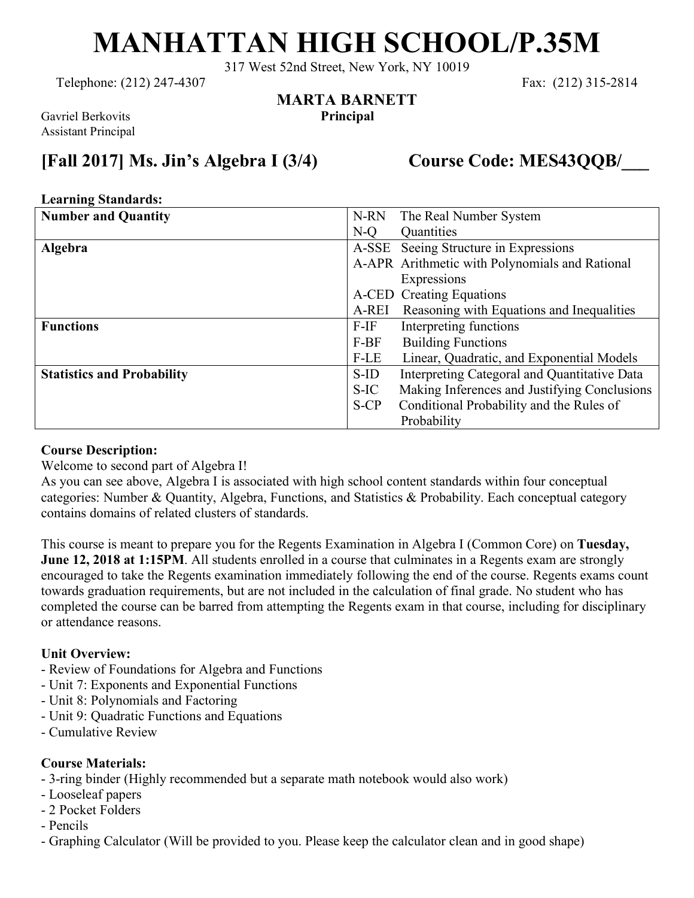# MANHATTAN HIGH SCHOOL/P.35M

317 West 52nd Street, New York, NY 10019

Telephone: (212) 247-4307 Fax: (212) 315-2814

**MARTA BARNETT**
**Principal**

Gavriel Berkovits
Assistant Principal

## [Fall 2017] Ms. Jin's Algebra I (3/4) Course Code: MES43QQB/___

**Learning Standards:**

| | |
|---|---|
| **Number and Quantity** | N-RN The Real Number System<br>N-Q Quantities |
| **Algebra** | A-SSE Seeing Structure in Expressions<br>A-APR Arithmetic with Polynomials and Rational Expressions<br>A-CED Creating Equations<br>A-REI Reasoning with Equations and Inequalities |
| **Functions** | F-IF Interpreting functions<br>F-BF Building Functions<br>F-LE Linear, Quadratic, and Exponential Models |
| **Statistics and Probability** | S-ID Interpreting Categoral and Quantitative Data<br>S-IC Making Inferences and Justifying Conclusions<br>S-CP Conditional Probability and the Rules of Probability |

**Course Description:**

Welcome to second part of Algebra I!

As you can see above, Algebra I is associated with high school content standards within four conceptual categories: Number & Quantity, Algebra, Functions, and Statistics & Probability. Each conceptual category contains domains of related clusters of standards.

This course is meant to prepare you for the Regents Examination in Algebra I (Common Core) on **Tuesday, June 12, 2018 at 1:15PM**. All students enrolled in a course that culminates in a Regents exam are strongly encouraged to take the Regents examination immediately following the end of the course. Regents exams count towards graduation requirements, but are not included in the calculation of final grade. No student who has completed the course can be barred from attempting the Regents exam in that course, including for disciplinary or attendance reasons.

**Unit Overview:**

- Review of Foundations for Algebra and Functions
- Unit 7: Exponents and Exponential Functions
- Unit 8: Polynomials and Factoring
- Unit 9: Quadratic Functions and Equations
- Cumulative Review

**Course Materials:**

- 3-ring binder (Highly recommended but a separate math notebook would also work)
- Looseleaf papers
- 2 Pocket Folders
- Pencils
- Graphing Calculator (Will be provided to you. Please keep the calculator clean and in good shape)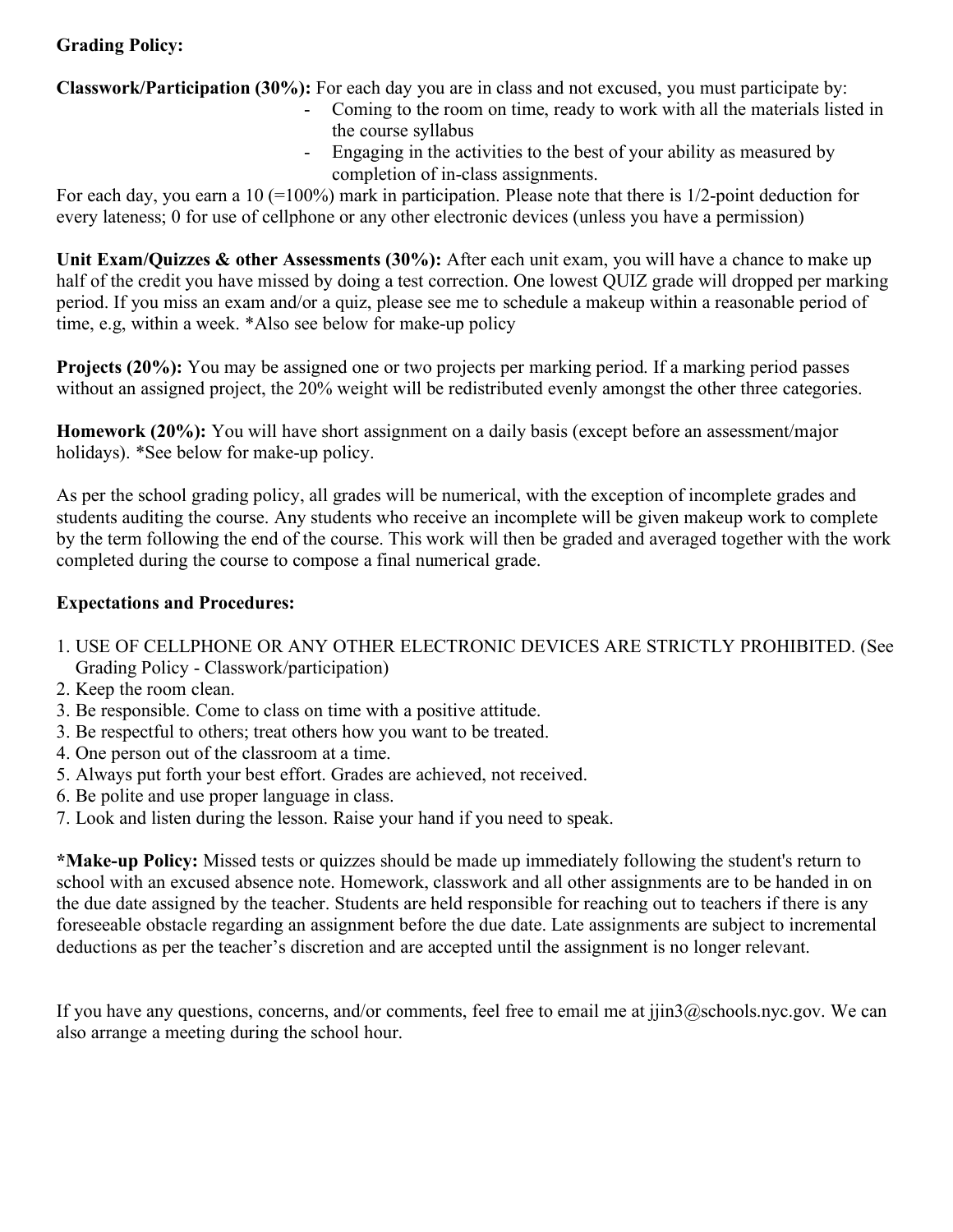**Grading Policy:**

**Classwork/Participation (30%):** For each day you are in class and not excused, you must participate by:

- Coming to the room on time, ready to work with all the materials listed in the course syllabus
- Engaging in the activities to the best of your ability as measured by completion of in-class assignments.

For each day, you earn a 10 (=100%) mark in participation. Please note that there is 1/2-point deduction for every lateness; 0 for use of cellphone or any other electronic devices (unless you have a permission)

**Unit Exam/Quizzes & other Assessments (30%):** After each unit exam, you will have a chance to make up half of the credit you have missed by doing a test correction. One lowest QUIZ grade will dropped per marking period. If you miss an exam and/or a quiz, please see me to schedule a makeup within a reasonable period of time, e.g, within a week. *Also see below for make-up policy

**Projects (20%):** You may be assigned one or two projects per marking period. If a marking period passes without an assigned project, the 20% weight will be redistributed evenly amongst the other three categories.

**Homework (20%):** You will have short assignment on a daily basis (except before an assessment/major holidays). *See below for make-up policy.

As per the school grading policy, all grades will be numerical, with the exception of incomplete grades and students auditing the course. Any students who receive an incomplete will be given makeup work to complete by the term following the end of the course. This work will then be graded and averaged together with the work completed during the course to compose a final numerical grade.

**Expectations and Procedures:**

1. USE OF CELLPHONE OR ANY OTHER ELECTRONIC DEVICES ARE STRICTLY PROHIBITED. (See Grading Policy - Classwork/participation)
2. Keep the room clean.
3. Be responsible. Come to class on time with a positive attitude.
3. Be respectful to others; treat others how you want to be treated.
4. One person out of the classroom at a time.
5. Always put forth your best effort. Grades are achieved, not received.
6. Be polite and use proper language in class.
7. Look and listen during the lesson. Raise your hand if you need to speak.

***Make-up Policy:** Missed tests or quizzes should be made up immediately following the student's return to school with an excused absence note. Homework, classwork and all other assignments are to be handed in on the due date assigned by the teacher. Students are held responsible for reaching out to teachers if there is any foreseeable obstacle regarding an assignment before the due date. Late assignments are subject to incremental deductions as per the teacher's discretion and are accepted until the assignment is no longer relevant.

If you have any questions, concerns, and/or comments, feel free to email me at jjin3@schools.nyc.gov. We can also arrange a meeting during the school hour.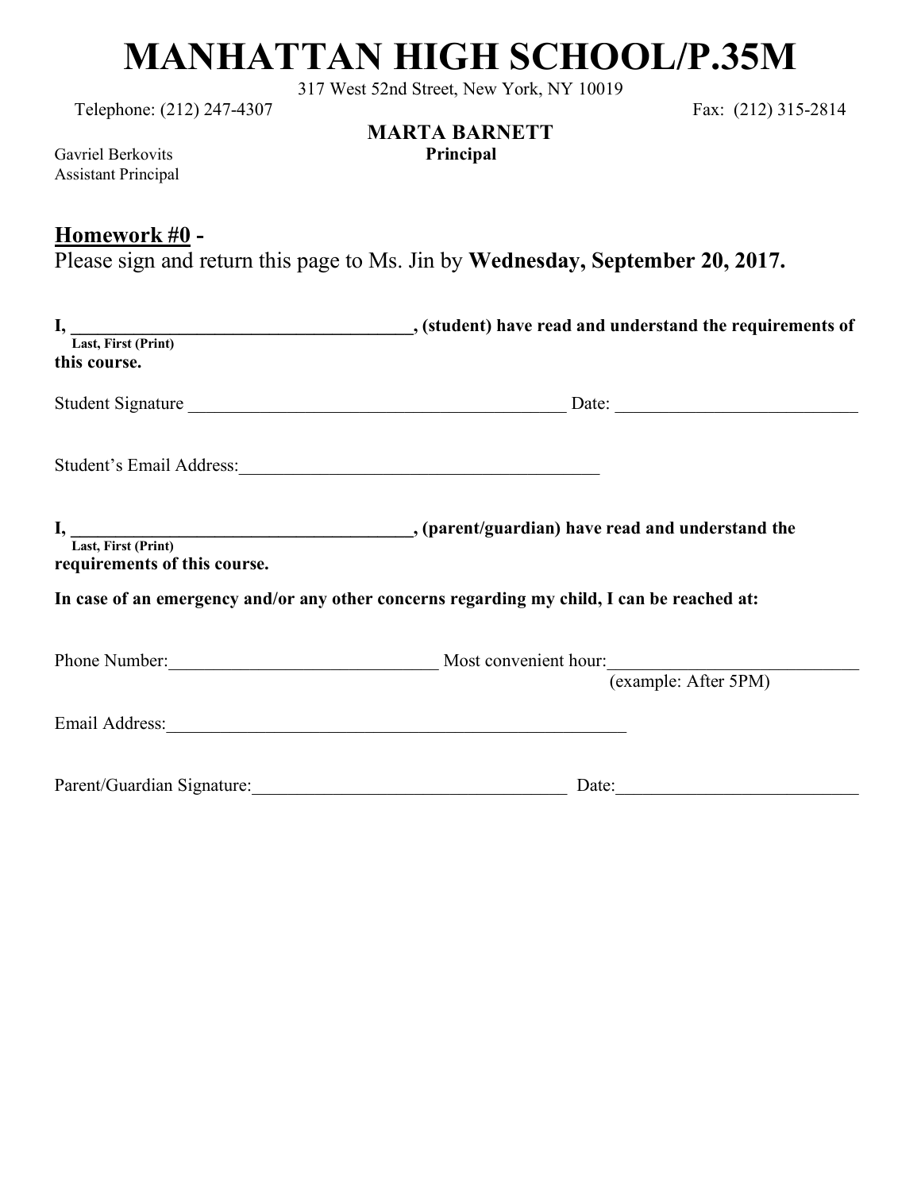# MANHATTAN HIGH SCHOOL/P.35M

317 West 52nd Street, New York, NY 10019

Telephone: (212) 247-4307 Fax: (212) 315-2814

**MARTA BARNETT**
**Principal**

Gavriel Berkovits
Assistant Principal

**Homework #0 -**
Please sign and return this page to Ms. Jin by **Wednesday, September 20, 2017.**

**I, \_\_\_\_\_\_\_\_\_\_\_\_\_\_\_\_\_\_\_\_\_\_\_\_\_\_\_\_\_\_\_\_\_\_\_\_\_\_, (student) have read and understand the requirements of this course.**
**Last, First (Print)**

Student Signature \_\_\_\_\_\_\_\_\_\_\_\_\_\_\_\_\_\_\_\_\_\_\_\_\_\_\_\_\_\_\_\_\_\_\_\_\_\_\_\_\_\_\_\_ Date: \_\_\_\_\_\_\_\_\_\_\_\_\_\_\_\_\_\_\_\_\_\_\_\_\_\_\_

Student's Email Address:\_\_\_\_\_\_\_\_\_\_\_\_\_\_\_\_\_\_\_\_\_\_\_\_\_\_\_\_\_\_\_\_\_\_\_\_\_\_\_\_\_

**I, \_\_\_\_\_\_\_\_\_\_\_\_\_\_\_\_\_\_\_\_\_\_\_\_\_\_\_\_\_\_\_\_\_\_\_\_\_\_\_, (parent/guardian) have read and understand the requirements of this course.**
**Last, First (Print)**

**In case of an emergency and/or any other concerns regarding my child, I can be reached at:**

Phone Number:\_\_\_\_\_\_\_\_\_\_\_\_\_\_\_\_\_\_\_\_\_\_\_\_\_\_\_\_\_\_\_ Most convenient hour:\_\_\_\_\_\_\_\_\_\_\_\_\_\_\_\_\_\_\_\_\_\_\_\_\_\_\_\_
(example: After 5PM)

Email Address:\_\_\_\_\_\_\_\_\_\_\_\_\_\_\_\_\_\_\_\_\_\_\_\_\_\_\_\_\_\_\_\_\_\_\_\_\_\_\_\_\_\_\_\_\_\_\_\_\_\_\_\_\_

Parent/Guardian Signature:\_\_\_\_\_\_\_\_\_\_\_\_\_\_\_\_\_\_\_\_\_\_\_\_\_\_\_\_\_\_\_\_\_\_\_\_ Date:\_\_\_\_\_\_\_\_\_\_\_\_\_\_\_\_\_\_\_\_\_\_\_\_\_\_\_